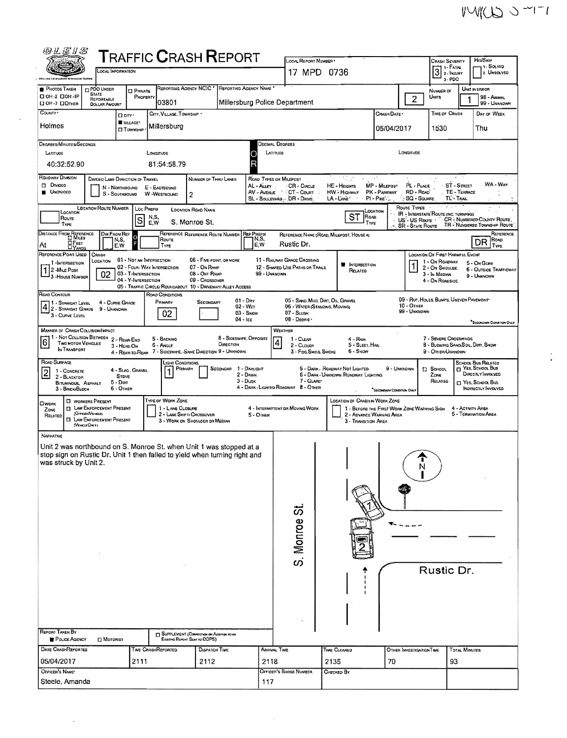MMCD 5-17

# TRAFFIC CRASH REPORT

OLEIS — LOCAL INFORMATION

| Field | Value |
|---|---|
| Local Report Number | 17 MPD 0736 |
| Crash Severity (1 - Fatal, 2 - Injury, 3 - PDO) | 3 |
| Hit/Skip (1 - Solved, 2 - Unsolved) | |
| Photos Taken (OH-2, OH-1P, OH-3, Other) | |
| PDO Under State Reportable Dollar Amount | |
| Private Property | |
| Reporting Agency NCIC | 03801 |
| Reporting Agency Name | Millersburg Police Department |
| Number of Units | 2 |
| Unit in Error (98 - Animal, 99 - Unknown) | 1 |
| County | Holmes |
| City, Village, Township | Village: Millersburg |
| Crash Date | 05/04/2017 |
| Time of Crash | 1530 |
| Day of Week | Thu |

**Degrees/Minutes/Seconds**

| Latitude | Longitude |
|---|---|
| 40:32:52.90 | 81:54:58.79 |

**Decimal Degrees** — Latitude: / Longitude:

| Field | Value |
|---|---|
| Roadway Division | Undivided |
| Divided Lane Direction of Travel (N - Northbound, S - Southbound, E - Eastbound, W - Westbound) | |
| Number of Thru Lanes | 2 |

Road Types or Milepost: AL - Alley, AV - Avenue, BL - Boulevard, CR - Circle, CT - Court, DR - Drive, HE - Heights, HW - Highway, LA - Lane, MP - Milepost, PK - Parkway, PI - Pike, PL - Place, RD - Road, SQ - Square, ST - Street, TE - Terrace, TL - Trail, WA - Way

Route Types: IR - Interstate Route (Inc. Turnpike), US - US Route, SR - State Route, CR - Numbered County Route, TR - Numbered Township Route

| Field | Value |
|---|---|
| Location Route Type | |
| Location Route Number | |
| Loc Prefix (N,S,E,W) | S |
| Location Road Name | S. Monroe St. |
| Location Road Type | ST |
| Distance From Reference (Miles/Feet/Yards) | At |
| Dir From Ref (N,S,E,W) | |
| Reference Route Type | |
| Reference Route Number | |
| Ref Prefix (N,S,E,W) | |
| Reference Name (Road, Milepost, House #) | Rustic Dr. |
| Reference Road Type | DR |

| Field | Value |
|---|---|
| Reference Point Used (1 - Intersection, 2 - Mile Post, 3 - House Number) | 1 |
| Crash Location (01 - Not an Intersection, 02 - Four-Way Intersection, 03 - T-Intersection, 04 - Y-Intersection, 05 - Traffic Circle/Roundabout, 06 - Five-Point or More, 07 - On Ramp, 08 - Off Ramp, 09 - Crossover, 10 - Driveway/Alley Access, 11 - Railway Grade Crossing, 12 - Shared Use Paths or Trails, 99 - Unknown) | 02 |
| Intersection Related | ■ |
| Location of First Harmful Event (1 - On Roadway, 2 - On Shoulder, 3 - In Median, 4 - On Roadside, 5 - On Gore, 6 - Outside Trafficway, 9 - Unknown) | 1 |
| Road Contour (1 - Straight Level, 2 - Straight Grade, 3 - Curve Level, 4 - Curve Grade, 9 - Unknown) | 4 |
| Road Conditions Primary (01 - Dry, 02 - Wet, 03 - Snow, 04 - Ice, 05 - Sand, Mud, Dirt, Oil, Gravel, 06 - Water (Standing, Moving), 07 - Slush, 08 - Debris, 09 - Rut, Holes, Bumps, Uneven Pavement, 10 - Other, 99 - Unknown) | 02 |
| Road Conditions Secondary | |
| Manner of Crash Collision/Impact (1 - Not Collision Between Two Motor Vehicles in Transport, 2 - Rear-End, 3 - Head-On, 4 - Rear-to-Rear, 5 - Backing, 6 - Angle, 7 - Sideswipe, Same Direction, 8 - Sideswipe, Opposite Direction, 9 - Unknown) | 6 |
| Weather (1 - Clear, 2 - Cloudy, 3 - Fog, Smog, Smoke, 4 - Rain, 5 - Sleet, Hail, 6 - Snow, 7 - Severe Crosswinds, 8 - Blowing Sand, Soil, Dirt, Snow, 9 - Other/Unknown) | 4 |
| Road Surface (1 - Concrete, 2 - Blacktop, Bituminous, Asphalt, 3 - Brick/Block, 4 - Slag, Gravel, Stone, 5 - Dirt, 6 - Other) | 2 |
| Light Conditions Primary (1 - Daylight, 2 - Dawn, 3 - Dusk, 4 - Dark - Lighted Roadway, 5 - Dark - Roadway Not Lighted, 6 - Dark - Unknown Roadway Lighting, 7 - Glare, 8 - Other, 9 - Unknown) | 1 |
| Light Conditions Secondary | |
| School Zone Related | |
| School Bus Related | |
| Work Zone Related | |
| Type of Work Zone | |
| Location of Crash in Work Zone | |

## NARRATIVE

Unit 2 was northbound on S. Monroe St. when Unit 1 was stopped at a stop sign on Rustic Dr. Unit 1 then failed to yield when turning right and was struck by Unit 2.

[Diagram labels: N; S. Monroe St.; Rustic Dr.; 1; 2]

| Field | Value |
|---|---|
| Report Taken By | Police Agency |
| Supplement | |
| Date Crash Reported | 05/04/2017 |
| Time Crash Reported | 2111 |
| Dispatch Time | 2112 |
| Arrival Time | 2118 |
| Time Cleared | 2135 |
| Other Investigation Time | 70 |
| Total Minutes | 93 |
| Officer's Name | Steele, Amanda |
| Officer's Badge Number | 117 |
| Checked By | |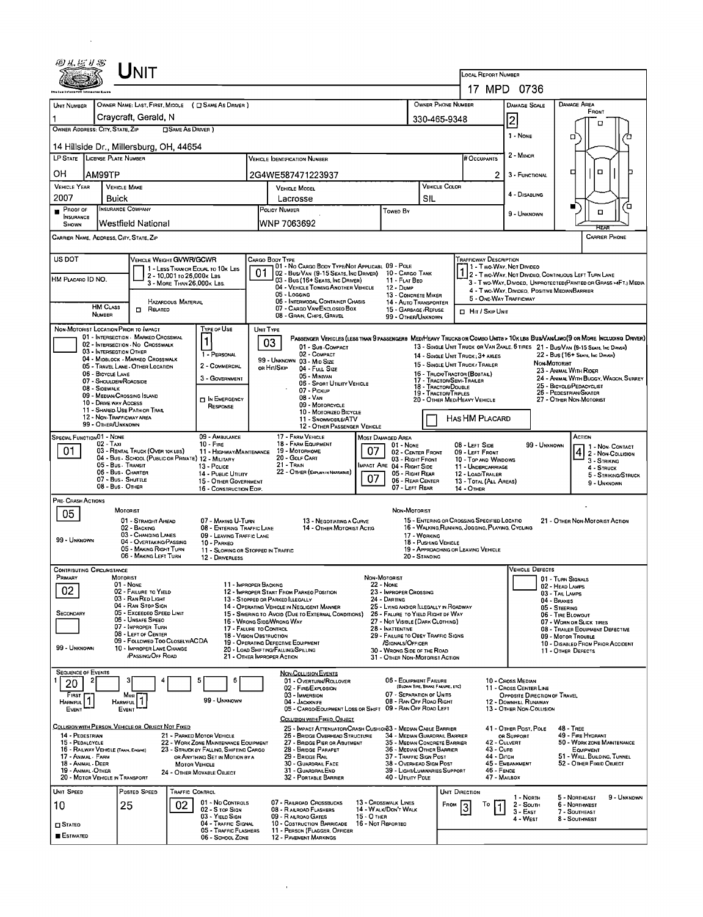# Unit

**Local Report Number:** 17 MPD 0736

| Unit Number | Owner Name: Last, First, Middle (☐ Same As Driver) | Owner Phone Number | Damage Scale | Damage Area |
|---|---|---|---|---|
| 1 | Craycraft, Gerald, N | 330-465-9348 | 2 | Front |

**Owner Address: City, State, Zip** (☐ Same As Driver)
14 Hillside Dr., Millersburg, OH, 44654

Damage Scale: 1 - None; 2 - Minor; 3 - Functional; 4 - Disabling; 9 - Unknown

| LP State | License Plate Number | Vehicle Identification Number | # Occupants |
|---|---|---|---|
| OH | AM99TP | 2G4WE587471223937 | 2 |

| Vehicle Year | Vehicle Make | Vehicle Model | Vehicle Color |
|---|---|---|---|
| 2007 | Buick | Lacrosse | SIL |

| Proof of Insurance Shown | Insurance Company | Policy Number | Towed By |
|---|---|---|---|
| ■ | Westfield National | WNP 7063692 | |

**Carrier Name, Address, City, State, Zip:**

**Carrier Phone:**

**US DOT:**

**HM Placard ID No.:**

**HM Class Number:**

**Vehicle Weight GVWR/GCWR:** 1 - Less Than or Equal to 10k Lbs; 2 - 10,001 to 26,000k Lbs; 3 - More Than 26,000k Lbs.

☐ Hazardous Material Related

**Cargo Body Type:** 01
01 - No Cargo Body Type/Not Applicable; 02 - Bus/Van (9-15 Seats, Inc Driver); 03 - Bus (16+ Seats, Inc Driver); 04 - Vehicle Towing Another Vehicle; 05 - Logging; 06 - Intermodal Container Chassis; 07 - Cargo Van/Enclosed Box; 08 - Grain, Chips, Gravel; 09 - Pole; 10 - Cargo Tank; 11 - Flat Bed; 12 - Dump; 13 - Concrete Mixer; 14 - Auto Transporter; 15 - Garbage/Refuse; 99 - Other/Unknown

**Trafficway Description:** 1
1 - Two-Way, Not Divided; 2 - Two-Way, Not Divided, Continuous Left Turn Lane; 3 - Two-Way, Divided, Unprotected (Painted or Grass >4Ft.) Media; 4 - Two-Way, Divided, Positive Median Barrier; 5 - One-Way Trafficway

☐ Hit / Skip Unit

**Non-Motorist Location Prior to Impact:**
01 - Intersection - Marked Crosswalk; 02 - Intersection - No Crosswalk; 03 - Intersection Other; 04 - Midblock - Marked Crosswalk; 05 - Travel Lane - Other Location; 06 - Bicycle Lane; 07 - Shoulder/Roadside; 08 - Sidewalk; 09 - Median/Crossing Island; 10 - Drive Way Access; 11 - Shared-Use Path or Trail; 12 - Non-Trafficway Area; 99 - Other/Unknown

**Type of Use:** 1
1 - Personal; 2 - Commercial; 3 - Government; ☐ In Emergency Response

**Unit Type:** 03
Passenger Vehicles (less than 9 passengers): 01 - Sub-Compact; 02 - Compact; 99 - Unknown 03 - Mid Size; or Hit/Skip 04 - Full Size; 05 - Minivan; 06 - Sport Utility Vehicle; 07 - Pickup; 08 - Van; 09 - Motorcycle; 10 - Motorized Bicycle; 11 - Snowmobile/ATV; 12 - Other Passenger Vehicle
Med/Heavy Trucks or Combo Units > 10k lbs Bus/Van/Limo (9 or More Including Driver): 13 - Single Unit Truck or Van 2axle, 6 Tires; 14 - Single Unit Truck; 3+ Axles; 15 - Single Unit Truck / Trailer; 16 - Truck/Tractor (Bobtail); 17 - Tractor/Semi-Trailer; 18 - Tractor/Double; 19 - Tractor/Triples; 20 - Other Med/Heavy Vehicle; 21 - Bus/Van (9-15 Seats, Inc Driver); 22 - Bus (16+ Seats, Inc Driver)
Non-Motorist: 23 - Animal With Rider; 24 - Animal With Buggy, Wagon, Surrey; 25 - Bicycle/Pedacyclist; 26 - Pedestrian/Skater; 27 - Other Non-Motorist

☐ Has HM Placard

**Special Function:** 01
01 - None; 02 - Taxi; 03 - Rental Truck (Over 10k lbs); 04 - Bus - School (Public or Private); 05 - Bus - Transit; 06 - Bus - Charter; 07 - Bus - Shuttle; 08 - Bus - Other; 09 - Ambulance; 10 - Fire; 11 - Highway/Maintenance; 12 - Military; 13 - Police; 14 - Public Utility; 15 - Other Government; 16 - Construction Eqip.; 17 - Farm Vehicle; 18 - Farm Equipment; 19 - Motorhome; 20 - Golf Cart; 21 - Train; 22 - Other (Explain in Narrative)

**Most Damaged Area:** 07
**Impact Are:** 07
01 - None; 02 - Center Front; 03 - Right Front; 04 - Right Side; 05 - Right Rear; 06 - Rear Center; 07 - Left Rear; 08 - Left Side; 09 - Left Front; 10 - Top and Windows; 11 - Undercarriage; 12 - Load/Trailer; 13 - Total (All Areas); 14 - Other; 99 - Unknown

**Action:** 4
1 - Non-Contact; 2 - Non-Collision; 3 - Striking; 4 - Struck; 5 - Striking/Struck; 9 - Unknown

**Pre-Crash Actions:** 05
Motorist: 01 - Straight Ahead; 02 - Backing; 03 - Changing Lanes; 04 - Overtaking/Passing; 05 - Making Right Turn; 06 - Making Left Turn; 07 - Making U-Turn; 08 - Entering Traffic Lane; 09 - Leaving Traffic Lane; 10 - Parked; 11 - Slowing or Stopped in Traffic; 12 - Driverless; 13 - Negotiating a Curve; 14 - Other Motorist Actio; 99 - Unknown
Non-Motorist: 15 - Entering or Crossing Specified Locatio; 16 - Walking, Running, Jogging, Playing, Cycling; 17 - Working; 18 - Pushing Vehicle; 19 - Approaching or Leaving Vehicle; 20 - Standing; 21 - Other Non-Motorist Action

**Contributing Circumstance:**
Primary: 02
Secondary:
Motorist: 01 - None; 02 - Failure to Yield; 03 - Ran Red Light; 04 - Ran Stop Sign; 05 - Exceeded Speed Limit; 06 - Unsafe Speed; 07 - Improper Turn; 08 - Left of Center; 09 - Followed Too Closely/ACDA; 10 - Improper Lane Change/Passing/Off Road; 11 - Improper Backing; 12 - Improper Start From Parked Position; 13 - Stopped or Parked Illegally; 14 - Operating Vehicle in Negligent Manner; 15 - Swering to Avoid (Due to External Conditions); 16 - Wrong Side/Wrong Way; 17 - Failure to Control; 18 - Vision Obstruction; 19 - Operating Defective Equipment; 20 - Load Shifting/Falling/Spilling; 21 - Other Improper Action; 99 - Unknown
Non-Motorist: 22 - None; 23 - Improper Crossing; 24 - Darting; 25 - Lying and/or Illegally in Roadway; 26 - Failure to Yield Right of Way; 27 - Not Visible (Dark Clothing); 28 - Inattentive; 29 - Failure to Obey Traffic Signs/Signals/Officer; 30 - Wrong Side of the Road; 31 - Other Non-Motorist Action

**Vehicle Defects:**
01 - Turn Signals; 02 - Head Lamps; 03 - Tail Lamps; 04 - Brakes; 05 - Steering; 06 - Tire Blowout; 07 - Worn or Slick Tires; 08 - Trailer Equipment Defective; 09 - Motor Trouble; 10 - Disabled From Prior Accident; 11 - Other Defects

**Sequence of Events:**

| 1 | 2 | 3 | 4 | 5 | 6 |
|---|---|---|---|---|---|
| 20 | | | | | |

First Harmful Event: 1
Most Harmful Event: 1
99 - Unknown

Non-Collision Events: 01 - Overturn/Rollover; 02 - Fire/Explosion; 03 - Immersion; 04 - Jackknife; 05 - Cargo/Equipment Loss or Shift; 06 - Equipment Failure (Blown Tire, Brake Failure, etc); 07 - Separation of Units; 08 - Ran Off Road Right; 09 - Ran Off Road Left; 10 - Cross Median; 11 - Cross Center Line Opposite Direction of Travel; 12 - Downhill Runaway; 13 - Other Non-Collision

Collision with Person, Vehicle or Object Not Fixed: 14 - Pedestrian; 15 - Pedalcycle; 16 - Railway Vehicle (Train, Engine); 17 - Animal - Farm; 18 - Animal - Deer; 19 - Animal - Other; 20 - Motor Vehicle in Transport; 21 - Parked Motor Vehicle; 22 - Work Zone Maintenance Equipment; 23 - Struck by Falling, Shifting Cargo or Anything Set in Motion by a Motor Vehicle; 24 - Other Movable Object

Collision with Fixed, Object: 25 - Impact Attenuator/Crash Cushion; 26 - Bridge Overhead Structure; 27 - Bridge Pier or Abutment; 28 - Bridge Parapet; 29 - Bridge Rail; 30 - Guardrail Face; 31 - Guardrail End; 32 - Portable Barrier; 33 - Median Cable Barrier; 34 - Median Guardrail Barrier; 35 - Median Concrete Barrier; 36 - Median Other Barrier; 37 - Traffic Sign Post; 38 - Overhead Sign Post; 39 - Light/Luminaries Support; 40 - Utility Pole; 41 - Other Post, Pole or Support; 42 - Culvert; 43 - Curb; 44 - Ditch; 45 - Embankment; 46 - Fence; 47 - Mailbox; 48 - Tree; 49 - Fire Hydrant; 50 - Work Zone Maintenance Equipment; 51 - Wall, Building, Tunnel; 52 - Other Fixed Object

| Unit Speed | Posted Speed | Traffic Control | Unit Direction |
|---|---|---|---|
| 10 | 25 | 02 | From 3 To 1 |

☐ Stated
■ Estimated

Traffic Control: 01 - No Controls; 02 - Stop Sign; 03 - Yield Sign; 04 - Traffic Signal; 05 - Traffic Flashers; 06 - School Zone; 07 - Railroad Crossbucks; 08 - Railroad Flashers; 09 - Railroad Gates; 10 - Costruction Barricade; 11 - Person (Flagger, Officer); 12 - Pavement Markings; 13 - Crosswalk Lines; 14 - Walk/Don't Walk; 15 - Other; 16 - Not Reported

Unit Direction: 1 - North; 2 - South; 3 - East; 4 - West; 5 - Northeast; 6 - Northwest; 7 - Southeast; 8 - Southwest; 9 - Unknown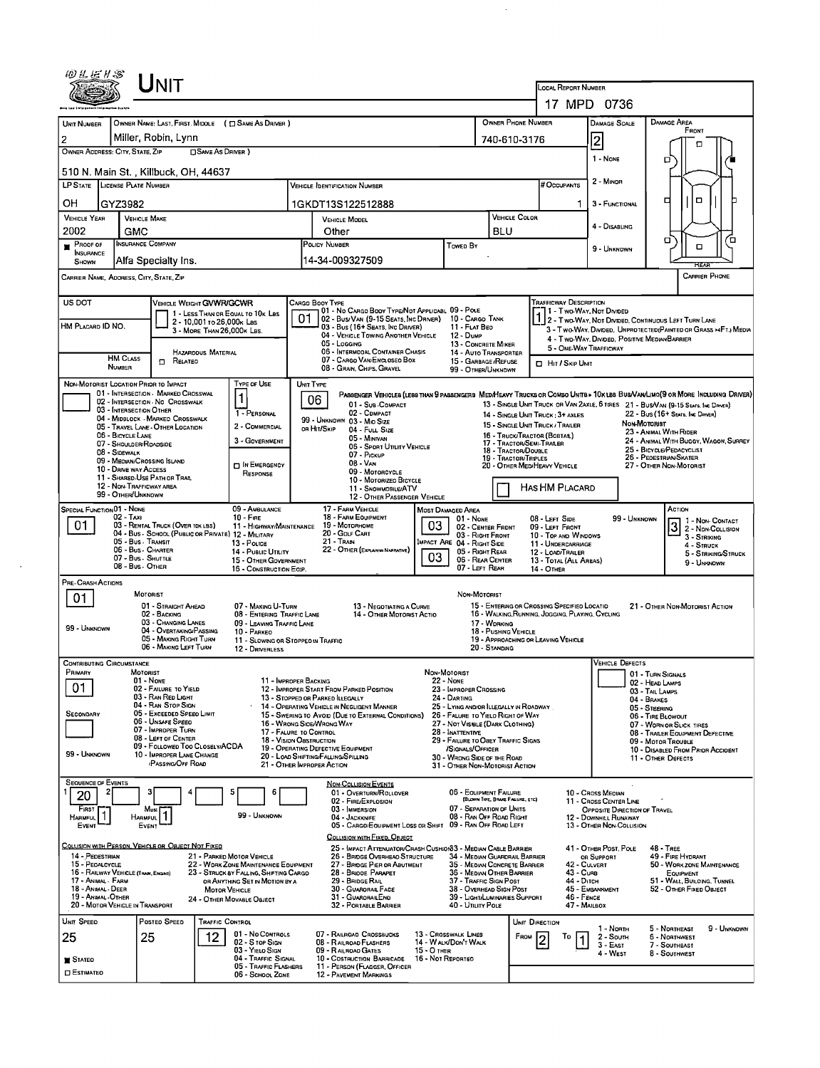# UNIT

**LOCAL REPORT NUMBER:** 17 MPD 0736

| UNIT NUMBER | OWNER NAME: LAST, FIRST, MIDDLE (☐ SAME AS DRIVER) | OWNER PHONE NUMBER | DAMAGE SCALE | DAMAGE AREA |
|---|---|---|---|---|
| 2 | Miller, Robin, Lynn | 740-610-3176 | 2 | FRONT |

**OWNER ADDRESS: CITY, STATE, ZIP** (☐ SAME AS DRIVER): 510 N. Main St., Killbuck, OH, 44637

DAMAGE SCALE: 1 - NONE, 2 - MINOR, 3 - FUNCTIONAL, 4 - DISABLING, 9 - UNKNOWN

| LP STATE | LICENSE PLATE NUMBER | VEHICLE IDENTIFICATION NUMBER | # OCCUPANTS |
|---|---|---|---|
| OH | GYZ3982 | 1GKDT13S122512888 | 1 |

| VEHICLE YEAR | VEHICLE MAKE | VEHICLE MODEL | VEHICLE COLOR |
|---|---|---|---|
| 2002 | GMC | Other | BLU |

| PROOF OF INSURANCE SHOWN | INSURANCE COMPANY | POLICY NUMBER | TOWED BY |
|---|---|---|---|
| ■ | Alfa Specialty Ins. | 14-34-009327509 | |

CARRIER NAME, ADDRESS, CITY, STATE, ZIP | CARRIER PHONE

US DOT | VEHICLE WEIGHT GVWR/GCWR: 1 - LESS THAN OR EQUAL TO 10K LBS, 2 - 10,001 TO 26,000K LBS, 3 - MORE THAN 26,000K LBS.

HM PLACARD ID NO. | HM CLASS NUMBER | ☐ HAZARDOUS MATERIAL RELATED

CARGO BODY TYPE: **01**
01 - NO CARGO BODY TYPE/NOT APPLICABLE, 02 - BUS/VAN (9-15 SEATS, INC DRIVER), 03 - BUS (16+ SEATS, INC DRIVER), 04 - VEHICLE TOWING ANOTHER VEHICLE, 05 - LOGGING, 06 - INTERMODAL CONTAINER CHASIS, 07 - CARGO VAN/ENCLOSED BOX, 08 - GRAIN, CHIPS, GRAVEL, 09 - POLE, 10 - CARGO TANK, 11 - FLAT BED, 12 - DUMP, 13 - CONCRETE MIXER, 14 - AUTO TRANSPORTER, 15 - GARBAGE/REFUSE, 99 - OTHER/UNKNOWN

TRAFFICWAY DESCRIPTION: **1**
1 - TWO-WAY, NOT DIVIDED; 2 - TWO-WAY, NOT DIVIDED, CONTINUOUS LEFT TURN LANE; 3 - TWO-WAY, DIVIDED, UNPROTECTED (PAINTED OR GRASS >4FT.) MEDIA; 4 - TWO-WAY, DIVIDED, POSITIVE MEDIAN BARRIER; 5 - ONE-WAY TRAFFICWAY
☐ HIT / SKIP UNIT

NON-MOTORIST LOCATION PRIOR TO IMPACT: 01 - INTERSECTION - MARKED CROSSWAL, 02 - INTERSECTION - NO CROSSWALK, 03 - INTERSECTION OTHER, 04 - MIDBLOCK - MARKED CROSSWALK, 05 - TRAVEL LANE - OTHER LOCATION, 06 - BICYCLE LANE, 07 - SHOULDER/ROADSIDE, 08 - SIDEWALK, 09 - MEDIAN/CROSSING ISLAND, 10 - DRIVE WAY ACCESS, 11 - SHARED-USE PATH OR TRAIL, 12 - NON-TRAFFICWAY AREA, 99 - OTHER/UNKNOWN

TYPE OF USE: **1** — 1 - PERSONAL, 2 - COMMERCIAL, 3 - GOVERNMENT, ☐ IN EMERGENCY RESPONSE

UNIT TYPE: **06**
PASSENGER VEHICLES (LESS THAN 9 PASSENGERS): 01 - SUB-COMPACT, 02 - COMPACT, 99 - UNKNOWN 03 - MID SIZE OR HIT/SKIP, 04 - FULL SIZE, 05 - MINIVAN, 06 - SPORT UTILITY VEHICLE, 07 - PICKUP, 08 - VAN, 09 - MOTORCYCLE, 10 - MOTORIZED BICYCLE, 11 - SNOWMOBILE/ATV, 12 - OTHER PASSENGER VEHICLE
MED/HEAVY TRUCKS OR COMBO UNITS > 10K LBS: 13 - SINGLE UNIT TRUCK OR VAN 2AXLE, 6 TIRES, 14 - SINGLE UNIT TRUCK; 3+ AXLES, 15 - SINGLE UNIT TRUCK / TRAILER, 16 - TRUCK/TRACTOR (BOBTAIL), 17 - TRACTOR/SEMI-TRAILER, 18 - TRACTOR/DOUBLE, 19 - TRACTOR/TRIPLES, 20 - OTHER MED/HEAVY VEHICLE
BUS/VAN/LIMO (9 OR MORE INCLUDING DRIVER): 21 - BUS/VAN (9-15 SEATS, INC DRIVER), 22 - BUS (16+ SEATS, INC DRIVER)
NON-MOTORIST: 23 - ANIMAL WITH RIDER, 24 - ANIMAL WITH BUGGY, WAGON, SURREY, 25 - BICYCLE/PEDACYCLIST, 26 - PEDESTRIAN/SKATER, 27 - OTHER NON-MOTORIST
☐ HAS HM PLACARD

SPECIAL FUNCTION: **01**
01 - NONE, 02 - TAXI, 03 - RENTAL TRUCK (OVER 10K LBS), 04 - BUS - SCHOOL (PUBLIC OR PRIVATE), 05 - BUS - TRANSIT, 06 - BUS - CHARTER, 07 - BUS - SHUTTLE, 08 - BUS - OTHER, 09 - AMBULANCE, 10 - FIRE, 11 - HIGHWAY/MAINTENANCE, 12 - MILITARY, 13 - POLICE, 14 - PUBLIC UTILITY, 15 - OTHER GOVERNMENT, 16 - CONSTRUCTION EQIP., 17 - FARM VEHICLE, 18 - FARM EQUIPMENT, 19 - MOTORHOME, 20 - GOLF CART, 21 - TRAIN, 22 - OTHER (EXPLAIN IN NARRATIVE)

MOST DAMAGED AREA: **03**; IMPACT ARE: **03**
01 - NONE, 02 - CENTER FRONT, 03 - RIGHT FRONT, 04 - RIGHT SIDE, 05 - RIGHT REAR, 06 - REAR CENTER, 07 - LEFT REAR, 08 - LEFT SIDE, 09 - LEFT FRONT, 10 - TOP AND WINDOWS, 11 - UNDERCARRIAGE, 12 - LOAD/TRAILER, 13 - TOTAL (ALL AREAS), 14 - OTHER, 99 - UNKNOWN

ACTION: **3**
1 - NON-CONTACT, 2 - NON-COLLISION, 3 - STRIKING, 4 - STRUCK, 5 - STRIKING/STRUCK, 9 - UNKNOWN

PRE-CRASH ACTIONS: **01**
MOTORIST: 01 - STRAIGHT AHEAD, 02 - BACKING, 03 - CHANGING LANES, 04 - OVERTAKING/PASSING, 05 - MAKING RIGHT TURN, 06 - MAKING LEFT TURN, 07 - MAKING U-TURN, 08 - ENTERING TRAFFIC LANE, 09 - LEAVING TRAFFIC LANE, 10 - PARKED, 11 - SLOWING OR STOPPED IN TRAFFIC, 12 - DRIVERLESS, 13 - NEGOTIATING A CURVE, 14 - OTHER MOTORIST ACTIO, 99 - UNKNOWN
NON-MOTORIST: 15 - ENTERING OR CROSSING SPECIFIED LOCATIO, 16 - WALKING, RUNNING, JOGGING, PLAYING, CYCLING, 17 - WORKING, 18 - PUSHING VEHICLE, 19 - APPROACHING OR LEAVING VEHICLE, 20 - STANDING, 21 - OTHER NON-MOTORIST ACTION

CONTRIBUTING CIRCUMSTANCE: PRIMARY **01**; SECONDARY (blank)
MOTORIST: 01 - NONE, 02 - FAILURE TO YIELD, 03 - RAN RED LIGHT, 04 - RAN STOP SIGN, 05 - EXCEEDED SPEED LIMIT, 06 - UNSAFE SPEED, 07 - IMPROPER TURN, 08 - LEFT OF CENTER, 09 - FOLLOWED TOO CLOSELY/ACDA, 10 - IMPROPER LANE CHANGE /PASSING/OFF ROAD, 11 - IMPROPER BACKING, 12 - IMPROPER START FROM PARKED POSITION, 13 - STOPPED OR PARKED ILLEGALLY, 14 - OPERATING VEHICLE IN NEGLIGENT MANNER, 15 - SWERING TO AVOID (DUE TO EXTERNAL CONDITIONS), 16 - WRONG SIDE/WRONG WAY, 17 - FALURE TO CONTROL, 18 - VISION OBSTRUCTION, 19 - OPERATING DEFECTIVE EQUIPMENT, 20 - LOAD SHIFTING/FALLING/SPILLING, 21 - OTHER IMPROPER ACTION, 99 - UNKNOWN
NON-MOTORIST: 22 - NONE, 23 - IMPROPER CROSSING, 24 - DARTING, 25 - LYING AND/OR ILLEGALLY IN ROADWAY, 26 - FALURE TO YIELD RIGHT OF WAY, 27 - NOT VISIBLE (DARK CLOTHING), 28 - INATTENTIVE, 29 - FAILURE TO OBEY TRAFFIC SIGNS /SIGNALS/OFFICER, 30 - WRONG SIDE OF THE ROAD, 31 - OTHER NON-MOTORIST ACTION

VEHICLE DEFECTS: 01 - TURN SIGNALS, 02 - HEAD LAMPS, 03 - TAIL LAMPS, 04 - BRAKES, 05 - STEERING, 06 - TIRE BLOWOUT, 07 - WORN OR SLICK TIRES, 08 - TRAILER EQUIPMENT DEFECTIVE, 09 - MOTOR TROUBLE, 10 - DISABLED FROM PRIOR ACCIDENT, 11 - OTHER DEFECTS

SEQUENCE OF EVENTS: 1: **20**; 2–6: blank; FIRST HARMFUL EVENT: **1**; MOST HARMFUL EVENT: **1**; 99 - UNKNOWN

NON-COLLISION EVENTS: 01 - OVERTURN/ROLLOVER, 02 - FIRE/EXPLOSION, 03 - IMMERSION, 04 - JACKKNIFE, 05 - CARGO/EQUIPMENT LOSS OR SHIFT, 06 - EQUIPMENT FAILURE (BLOWN TIRE, BRAKE FAILURE, ETC), 07 - SEPARATION OF UNITS, 08 - RAN OFF ROAD RIGHT, 09 - RAN OFF ROAD LEFT, 10 - CROSS MEDIAN, 11 - CROSS CENTER LINE OPPOSITE DIRECTION OF TRAVEL, 12 - DOWNHILL RUNAWAY, 13 - OTHER NON-COLLISION

COLLISION WITH PERSON, VEHICLE OR OBJECT NOT FIXED: 14 - PEDESTRIAN, 15 - PEDALCYCLE, 16 - RAILWAY VEHICLE (TRAIN, ENGINE), 17 - ANIMAL - FARM, 18 - ANIMAL - DEER, 19 - ANIMAL - OTHER, 20 - MOTOR VEHICLE IN TRANSPORT, 21 - PARKED MOTOR VEHICLE, 22 - WORK ZONE MAINTENANCE EQUIPMENT, 23 - STRUCK BY FALLING, SHIFTING CARGO OR ANYTHING SET IN MOTION BY A MOTOR VEHICLE, 24 - OTHER MOVABLE OBJECT

COLLISION WITH FIXED, OBJECT: 25 - IMPACT ATTENUATOR/CRASH CUSHION, 26 - BRIDGE OVERHEAD STRUCTURE, 27 - BRIDGE PIER OR ABUTMENT, 28 - BRIDGE PARAPET, 29 - BRIDGE RAIL, 30 - GUARDRAIL FACE, 31 - GUARDRAILEND, 32 - PORTABLE BARRIER, 33 - MEDIAN CABLE BARRIER, 34 - MEDIAN GUARDRAIL BARRIER, 35 - MEDIAN CONCRETE BARRIER, 36 - MEDIAN OTHER BARRIER, 37 - TRAFFIC SIGN POST, 38 - OVERHEAD SIGN POST, 39 - LIGHT/LUMINARIES SUPPORT, 40 - UTILITY POLE, 41 - OTHER POST, POLE OR SUPPORT, 42 - CULVERT, 43 - CURB, 44 - DITCH, 45 - EMBANKMENT, 46 - FENCE, 47 - MAILBOX, 48 - TREE, 49 - FIRE HYDRANT, 50 - WORK ZONE MAINTENANCE EQUIPMENT, 51 - WALL, BUILDING, TUNNEL, 52 - OTHER FIXED OBJECT

| UNIT SPEED | POSTED SPEED | TRAFFIC CONTROL | UNIT DIRECTION |
|---|---|---|---|
| 25 | 25 | 12 | FROM 2 TO 1 |

■ STATED ☐ ESTIMATED

TRAFFIC CONTROL: 01 - NO CONTROLS, 02 - STOP SIGN, 03 - YIELD SIGN, 04 - TRAFFIC SIGNAL, 05 - TRAFFIC FLASHERS, 06 - SCHOOL ZONE, 07 - RAILROAD CROSSBUCKS, 08 - RAILROAD FLASHERS, 09 - RAILROAD GATES, 10 - CONSTRUCTION BARRICADE, 11 - PERSON (FLAGGER, OFFICER), 12 - PAVEMENT MARKINGS, 13 - CROSSWALK LINES, 14 - WALK/DON'T WALK, 15 - OTHER, 16 - NOT REPORTED

UNIT DIRECTION: 1 - NORTH, 2 - SOUTH, 3 - EAST, 4 - WEST, 5 - NORTHEAST, 6 - NORTHWEST, 7 - SOUTHEAST, 8 - SOUTHWEST, 9 - UNKNOWN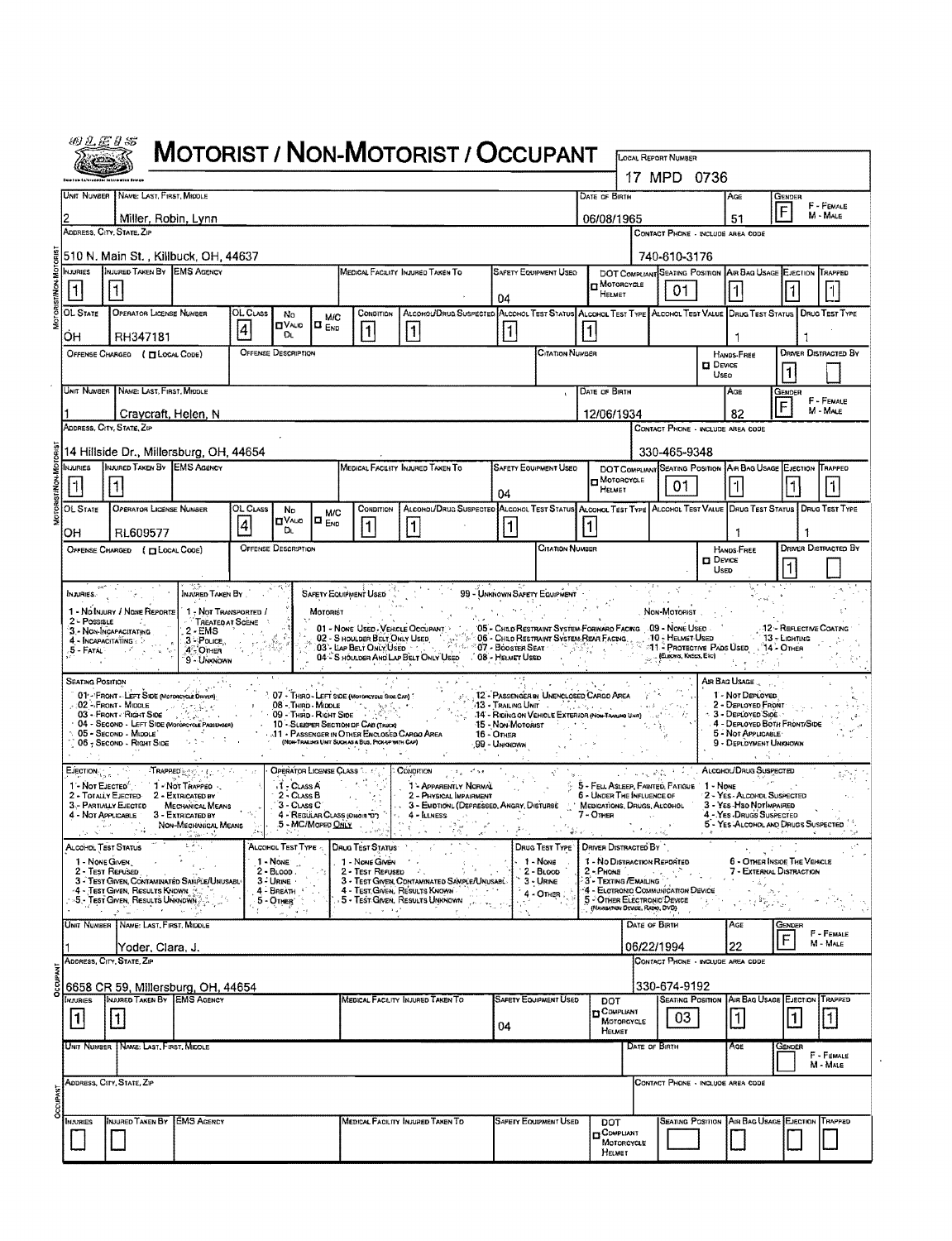# MOTORIST / NON-MOTORIST / OCCUPANT

LOCAL REPORT NUMBER: 17 MPD 0736

## MOTORIST/NON-MOTORIST

| UNIT NUMBER | NAME: LAST, FIRST, MIDDLE | DATE OF BIRTH | AGE | GENDER |
|---|---|---|---|---|
| 2 | Miller, Robin, Lynn | 06/08/1965 | 51 | F |

ADDRESS, CITY, STATE, ZIP: 510 N. Main St., Killbuck, OH, 44637
CONTACT PHONE - INCLUDE AREA CODE: 740-610-3176

| INJURIES | INJURED TAKEN BY | EMS AGENCY | MEDICAL FACILITY INJURED TAKEN TO | SAFETY EQUIPMENT USED | DOT COMPLIANT MOTORCYCLE HELMET | SEATING POSITION | AIR BAG USAGE | EJECTION | TRAPPED |
|---|---|---|---|---|---|---|---|---|---|
| 1 | 1 | | | 04 | | 01 | 1 | 1 | 1 |

| OL STATE | OPERATOR LICENSE NUMBER | OL CLASS | NO VALID DL | M/C END | CONDITION | ALCOHOL/DRUG SUSPECTED | ALCOHOL TEST STATUS | ALCOHOL TEST TYPE | ALCOHOL TEST VALUE | DRUG TEST STATUS | DRUG TEST TYPE |
|---|---|---|---|---|---|---|---|---|---|---|---|
| OH | RH347181 | 4 | | | 1 | 1 | 1 | 1 | | 1 | 1 |

| OFFENSE CHARGED (LOCAL CODE) | OFFENSE DESCRIPTION | CITATION NUMBER | HANDS-FREE DEVICE USED | DRIVER DISTRACTED BY |
|---|---|---|---|---|
| | | | | 1 |

| UNIT NUMBER | NAME: LAST, FIRST, MIDDLE | DATE OF BIRTH | AGE | GENDER |
|---|---|---|---|---|
| 1 | Craycraft, Helen, N | 12/06/1934 | 82 | F |

ADDRESS, CITY, STATE, ZIP: 14 Hillside Dr., Millersburg, OH, 44654
CONTACT PHONE - INCLUDE AREA CODE: 330-465-9348

| INJURIES | INJURED TAKEN BY | EMS AGENCY | MEDICAL FACILITY INJURED TAKEN TO | SAFETY EQUIPMENT USED | DOT COMPLIANT MOTORCYCLE HELMET | SEATING POSITION | AIR BAG USAGE | EJECTION | TRAPPED |
|---|---|---|---|---|---|---|---|---|---|
| 1 | 1 | | | 04 | | 01 | 1 | 1 | 1 |

| OL STATE | OPERATOR LICENSE NUMBER | OL CLASS | NO VALID DL | M/C END | CONDITION | ALCOHOL/DRUG SUSPECTED | ALCOHOL TEST STATUS | ALCOHOL TEST TYPE | ALCOHOL TEST VALUE | DRUG TEST STATUS | DRUG TEST TYPE |
|---|---|---|---|---|---|---|---|---|---|---|---|
| OH | RL609577 | 4 | | | 1 | 1 | 1 | 1 | | 1 | 1 |

| OFFENSE CHARGED (LOCAL CODE) | OFFENSE DESCRIPTION | CITATION NUMBER | HANDS-FREE DEVICE USED | DRIVER DISTRACTED BY |
|---|---|---|---|---|
| | | | | 1 |

**INJURIES:** 1 - No Injury / None Reported; 2 - Possible; 3 - Non-Incapacitating; 4 - Incapacitating; 5 - Fatal

**INJURED TAKEN BY:** 1 - Not Transported / Treated at Scene; 2 - EMS; 3 - Police; 4 - Other; 9 - Unknown

**SAFETY EQUIPMENT USED:** Motorist: 01 - None Used - Vehicle Occupant; 02 - Shoulder Belt Only Used; 03 - Lap Belt Only Used; 04 - Shoulder and Lap Belt Only Used; 05 - Child Restraint System-Forward Facing; 06 - Child Restraint System-Rear Facing; 07 - Booster Seat; 08 - Helmet Used; 99 - Unknown Safety Equipment. Non-Motorist: 09 - None Used; 10 - Helmet Used; 11 - Protective Pads Used (Elbows, Knees, Etc); 12 - Reflective Coating; 13 - Lighting; 14 - Other

**SEATING POSITION:** 01 - Front - Left Side (Motorcycle Driver); 02 - Front - Middle; 03 - Front - Right Side; 04 - Second - Left Side (Motorcycle Passenger); 05 - Second - Middle; 06 - Second - Right Side; 07 - Third - Left Side (Motorcycle Side Car); 08 - Third - Middle; 09 - Third - Right Side; 10 - Sleeper Section of Cab (Truck); 11 - Passenger in Other Enclosed Cargo Area (Non-Trailing Unit Such as a Bus, Pick-up with Cap); 12 - Passenger in Unenclosed Cargo Area; 13 - Trailing Unit; 14 - Riding on Vehicle Exterior (Non-Trailing Unit); 15 - Non-Motorist; 16 - Other; 99 - Unknown

**AIR BAG USAGE:** 1 - Not Deployed; 2 - Deployed Front; 3 - Deployed Side; 4 - Deployed Both Front/Side; 5 - Not Applicable; 9 - Deployment Unknown

**EJECTION:** 1 - Not Ejected; 2 - Totally Ejected; 3 - Partially Ejected; 4 - Not Applicable

**TRAPPED:** 1 - Not Trapped; 2 - Extricated by Mechanical Means; 3 - Extricated by Non-Mechanical Means

**OPERATOR LICENSE CLASS:** 1 - Class A; 2 - Class B; 3 - Class C; 4 - Regular Class (Ohio is "D"); 5 - M/C Moped Only

**CONDITION:** 1 - Apparently Normal; 2 - Physical Impairment; 3 - Emotional (Depressed, Angry, Disturbed); 4 - Illness; 5 - Fell Asleep, Fainted, Fatigue; 6 - Under the Influence of Medications, Drugs, Alcohol; 7 - Other

**ALCOHOL/DRUG SUSPECTED:** 1 - None; 2 - Yes - Alcohol Suspected; 3 - Yes - HBD Not Impaired; 4 - Yes - Drugs Suspected; 5 - Yes - Alcohol and Drugs Suspected

**ALCOHOL TEST STATUS:** 1 - None Given; 2 - Test Refused; 3 - Test Given, Contaminated Sample/Unusable; 4 - Test Given, Results Known; 5 - Test Given, Results Unknown

**ALCOHOL TEST TYPE:** 1 - None; 2 - Blood; 3 - Urine; 4 - Breath; 5 - Other

**DRUG TEST STATUS:** 1 - None Given; 2 - Test Refused; 3 - Test Given, Contaminated Sample/Unusable; 4 - Test Given, Results Known; 5 - Test Given, Results Unknown

**DRUG TEST TYPE:** 1 - None; 2 - Blood; 3 - Urine; 4 - Other

**DRIVER DISTRACTED BY:** 1 - No Distraction Reported; 2 - Phone; 3 - Texting / Emailing; 4 - Electronic Communication Device; 5 - Other Electronic Device (Navigation Device, Radio, DVD); 6 - Other Inside the Vehicle; 7 - External Distraction

## OCCUPANT

| UNIT NUMBER | NAME: LAST, FIRST, MIDDLE | DATE OF BIRTH | AGE | GENDER |
|---|---|---|---|---|
| 1 | Yoder, Clara, J. | 06/22/1994 | 22 | F |

ADDRESS, CITY, STATE, ZIP: 6658 CR 59, Millersburg, OH, 44654
CONTACT PHONE - INCLUDE AREA CODE: 330-674-9192

| INJURIES | INJURED TAKEN BY | EMS AGENCY | MEDICAL FACILITY INJURED TAKEN TO | SAFETY EQUIPMENT USED | DOT COMPLIANT MOTORCYCLE HELMET | SEATING POSITION | AIR BAG USAGE | EJECTION | TRAPPED |
|---|---|---|---|---|---|---|---|---|---|
| 1 | 1 | | | 04 | | 03 | 1 | 1 | 1 |

| UNIT NUMBER | NAME: LAST, FIRST, MIDDLE | DATE OF BIRTH | AGE | GENDER |
|---|---|---|---|---|
| | | | | |

ADDRESS, CITY, STATE, ZIP:
CONTACT PHONE - INCLUDE AREA CODE:

| INJURIES | INJURED TAKEN BY | EMS AGENCY | MEDICAL FACILITY INJURED TAKEN TO | SAFETY EQUIPMENT USED | DOT COMPLIANT MOTORCYCLE HELMET | SEATING POSITION | AIR BAG USAGE | EJECTION | TRAPPED |
|---|---|---|---|---|---|---|---|---|---|
| | | | | | | | | | |